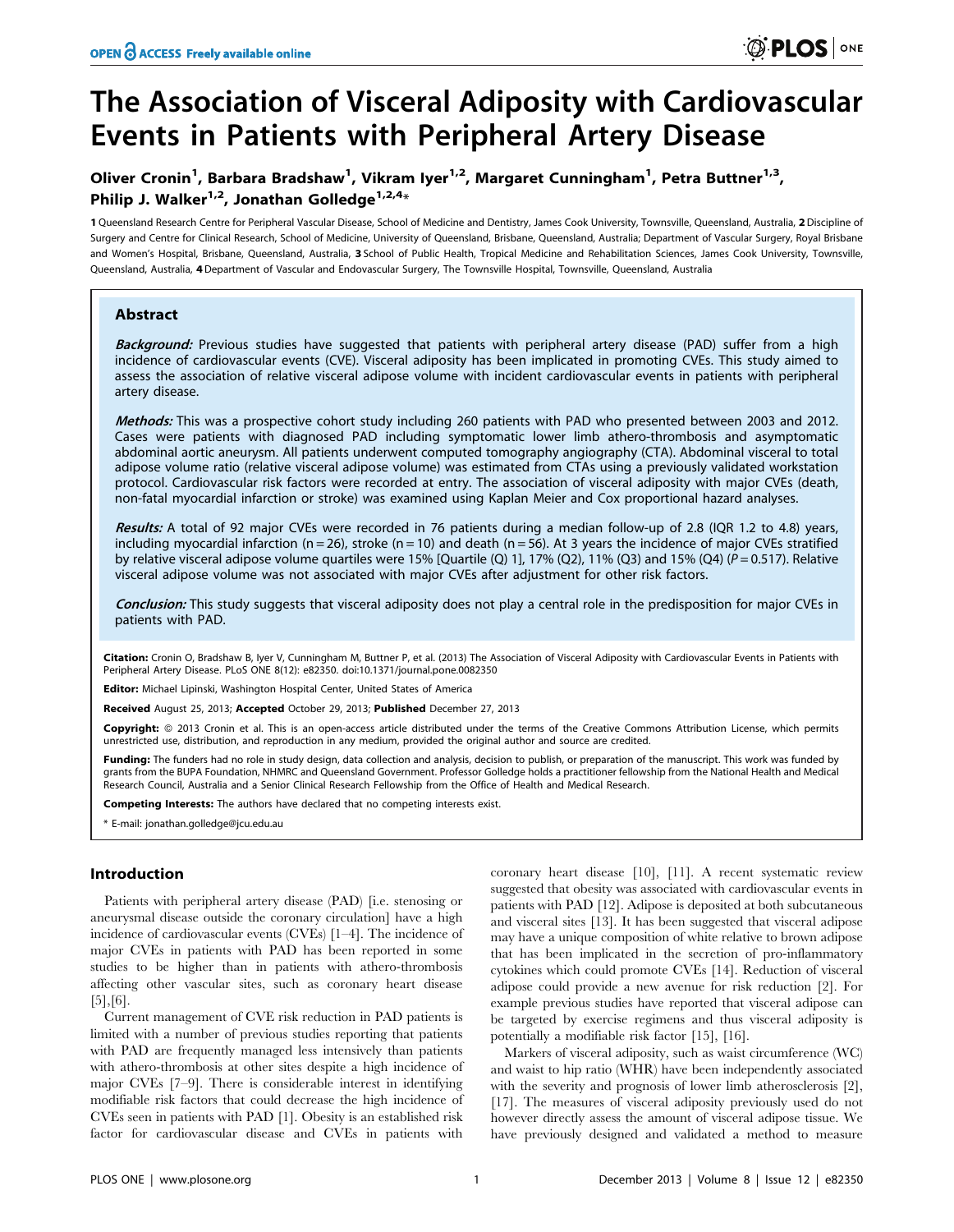# The Association of Visceral Adiposity with Cardiovascular Events in Patients with Peripheral Artery Disease

**Oliver Cronin[1], Barbara Bradshaw[1], Vikram Iyer[1,2], Margaret Cunningham[1], Petra Buttner[1,3], Philip J. Walker[1,2], Jonathan Golledge[1,2,4]***

1 Queensland Research Centre for Peripheral Vascular Disease, School of Medicine and Dentistry, James Cook University, Townsville, Queensland, Australia, 2 Discipline of Surgery and Centre for Clinical Research, School of Medicine, University of Queensland, Brisbane, Queensland, Australia; Department of Vascular Surgery, Royal Brisbane and Women's Hospital, Brisbane, Queensland, Australia, 3 School of Public Health, Tropical Medicine and Rehabilitation Sciences, James Cook University, Townsville, Queensland, Australia, 4 Department of Vascular and Endovascular Surgery, The Townsville Hospital, Townsville, Queensland, Australia

## Abstract

***Background:*** Previous studies have suggested that patients with peripheral artery disease (PAD) suffer from a high incidence of cardiovascular events (CVE). Visceral adiposity has been implicated in promoting CVEs. This study aimed to assess the association of relative visceral adipose volume with incident cardiovascular events in patients with peripheral artery disease.

***Methods:*** This was a prospective cohort study including 260 patients with PAD who presented between 2003 and 2012. Cases were patients with diagnosed PAD including symptomatic lower limb athero-thrombosis and asymptomatic abdominal aortic aneurysm. All patients underwent computed tomography angiography (CTA). Abdominal visceral to total adipose volume ratio (relative visceral adipose volume) was estimated from CTAs using a previously validated workstation protocol. Cardiovascular risk factors were recorded at entry. The association of visceral adiposity with major CVEs (death, non-fatal myocardial infarction or stroke) was examined using Kaplan Meier and Cox proportional hazard analyses.

***Results:*** A total of 92 major CVEs were recorded in 76 patients during a median follow-up of 2.8 (IQR 1.2 to 4.8) years, including myocardial infarction (n = 26), stroke (n = 10) and death (n = 56). At 3 years the incidence of major CVEs stratified by relative visceral adipose volume quartiles were 15% [Quartile (Q) 1], 17% (Q2), 11% (Q3) and 15% (Q4) ($P = 0.517$). Relative visceral adipose volume was not associated with major CVEs after adjustment for other risk factors.

***Conclusion:*** This study suggests that visceral adiposity does not play a central role in the predisposition for major CVEs in patients with PAD.

**Citation:** Cronin O, Bradshaw B, Iyer V, Cunningham M, Buttner P, et al. (2013) The Association of Visceral Adiposity with Cardiovascular Events in Patients with Peripheral Artery Disease. PLoS ONE 8(12): e82350. doi:10.1371/journal.pone.0082350

**Editor:** Michael Lipinski, Washington Hospital Center, United States of America

**Received** August 25, 2013; **Accepted** October 29, 2013; **Published** December 27, 2013

**Copyright:** © 2013 Cronin et al. This is an open-access article distributed under the terms of the Creative Commons Attribution License, which permits unrestricted use, distribution, and reproduction in any medium, provided the original author and source are credited.

**Funding:** The funders had no role in study design, data collection and analysis, decision to publish, or preparation of the manuscript. This work was funded by grants from the BUPA Foundation, NHMRC and Queensland Government. Professor Golledge holds a practitioner fellowship from the National Health and Medical Research Council, Australia and a Senior Clinical Research Fellowship from the Office of Health and Medical Research.

**Competing Interests:** The authors have declared that no competing interests exist.

* E-mail: jonathan.golledge@jcu.edu.au

## Introduction

Patients with peripheral artery disease (PAD) [i.e. stenosing or aneurysmal disease outside the coronary circulation] have a high incidence of cardiovascular events (CVEs) [1–4]. The incidence of major CVEs in patients with PAD has been reported in some studies to be higher than in patients with athero-thrombosis affecting other vascular sites, such as coronary heart disease [5],[6].

Current management of CVE risk reduction in PAD patients is limited with a number of previous studies reporting that patients with PAD are frequently managed less intensively than patients with athero-thrombosis at other sites despite a high incidence of major CVEs [7–9]. There is considerable interest in identifying modifiable risk factors that could decrease the high incidence of CVEs seen in patients with PAD [1]. Obesity is an established risk factor for cardiovascular disease and CVEs in patients with coronary heart disease [10], [11]. A recent systematic review suggested that obesity was associated with cardiovascular events in patients with PAD [12]. Adipose is deposited at both subcutaneous and visceral sites [13]. It has been suggested that visceral adipose may have a unique composition of white relative to brown adipose that has been implicated in the secretion of pro-inflammatory cytokines which could promote CVEs [14]. Reduction of visceral adipose could provide a new avenue for risk reduction [2]. For example previous studies have reported that visceral adipose can be targeted by exercise regimens and thus visceral adiposity is potentially a modifiable risk factor [15], [16].

Markers of visceral adiposity, such as waist circumference (WC) and waist to hip ratio (WHR) have been independently associated with the severity and prognosis of lower limb atherosclerosis [2], [17]. The measures of visceral adiposity previously used do not however directly assess the amount of visceral adipose tissue. We have previously designed and validated a method to measure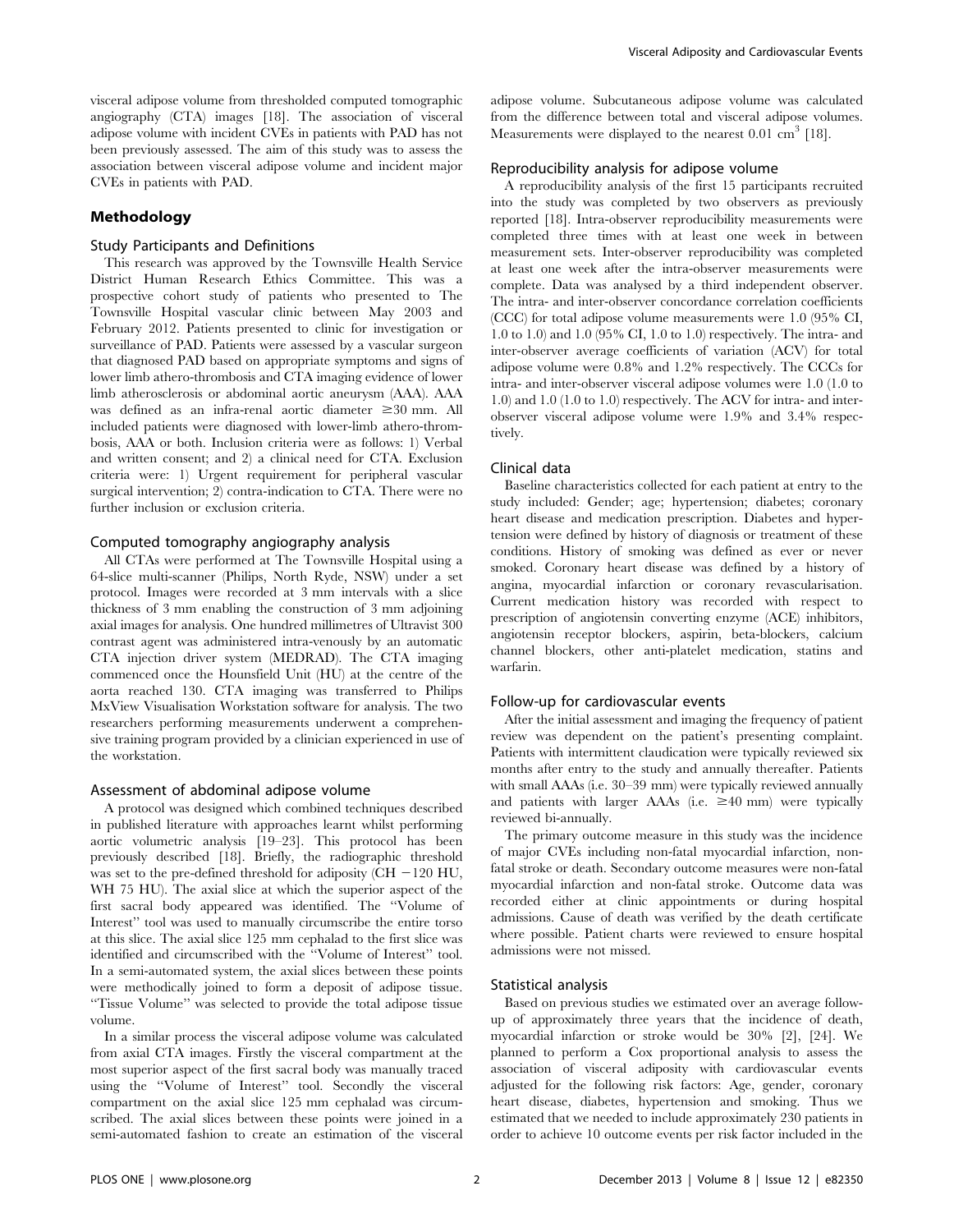visceral adipose volume from thresholded computed tomographic angiography (CTA) images [18]. The association of visceral adipose volume with incident CVEs in patients with PAD has not been previously assessed. The aim of this study was to assess the association between visceral adipose volume and incident major CVEs in patients with PAD.

## Methodology

### Study Participants and Definitions

This research was approved by the Townsville Health Service District Human Research Ethics Committee. This was a prospective cohort study of patients who presented to The Townsville Hospital vascular clinic between May 2003 and February 2012. Patients presented to clinic for investigation or surveillance of PAD. Patients were assessed by a vascular surgeon that diagnosed PAD based on appropriate symptoms and signs of lower limb athero-thrombosis and CTA imaging evidence of lower limb atherosclerosis or abdominal aortic aneurysm (AAA). AAA was defined as an infra-renal aortic diameter ≥30 mm. All included patients were diagnosed with lower-limb athero-thrombosis, AAA or both. Inclusion criteria were as follows: 1) Verbal and written consent; and 2) a clinical need for CTA. Exclusion criteria were: 1) Urgent requirement for peripheral vascular surgical intervention; 2) contra-indication to CTA. There were no further inclusion or exclusion criteria.

### Computed tomography angiography analysis

All CTAs were performed at The Townsville Hospital using a 64-slice multi-scanner (Philips, North Ryde, NSW) under a set protocol. Images were recorded at 3 mm intervals with a slice thickness of 3 mm enabling the construction of 3 mm adjoining axial images for analysis. One hundred millimetres of Ultravist 300 contrast agent was administered intra-venously by an automatic CTA injection driver system (MEDRAD). The CTA imaging commenced once the Hounsfield Unit (HU) at the centre of the aorta reached 130. CTA imaging was transferred to Philips MxView Visualisation Workstation software for analysis. The two researchers performing measurements underwent a comprehensive training program provided by a clinician experienced in use of the workstation.

### Assessment of abdominal adipose volume

A protocol was designed which combined techniques described in published literature with approaches learnt whilst performing aortic volumetric analysis [19–23]. This protocol has been previously described [18]. Briefly, the radiographic threshold was set to the pre-defined threshold for adiposity (CH −120 HU, WH 75 HU). The axial slice at which the superior aspect of the first sacral body appeared was identified. The "Volume of Interest" tool was used to manually circumscribe the entire torso at this slice. The axial slice 125 mm cephalad to the first slice was identified and circumscribed with the "Volume of Interest" tool. In a semi-automated system, the axial slices between these points were methodically joined to form a deposit of adipose tissue. "Tissue Volume" was selected to provide the total adipose tissue volume.

In a similar process the visceral adipose volume was calculated from axial CTA images. Firstly the visceral compartment at the most superior aspect of the first sacral body was manually traced using the "Volume of Interest" tool. Secondly the visceral compartment on the axial slice 125 mm cephalad was circumscribed. The axial slices between these points were joined in a semi-automated fashion to create an estimation of the visceral adipose volume. Subcutaneous adipose volume was calculated from the difference between total and visceral adipose volumes. Measurements were displayed to the nearest 0.01 $cm^3$ [18].

### Reproducibility analysis for adipose volume

A reproducibility analysis of the first 15 participants recruited into the study was completed by two observers as previously reported [18]. Intra-observer reproducibility measurements were completed three times with at least one week in between measurement sets. Inter-observer reproducibility was completed at least one week after the intra-observer measurements were complete. Data was analysed by a third independent observer. The intra- and inter-observer concordance correlation coefficients (CCC) for total adipose volume measurements were 1.0 (95% CI, 1.0 to 1.0) and 1.0 (95% CI, 1.0 to 1.0) respectively. The intra- and inter-observer average coefficients of variation (ACV) for total adipose volume were 0.8% and 1.2% respectively. The CCCs for intra- and inter-observer visceral adipose volumes were 1.0 (1.0 to 1.0) and 1.0 (1.0 to 1.0) respectively. The ACV for intra- and inter-observer visceral adipose volume were 1.9% and 3.4% respectively.

### Clinical data

Baseline characteristics collected for each patient at entry to the study included: Gender; age; hypertension; diabetes; coronary heart disease and medication prescription. Diabetes and hypertension were defined by history of diagnosis or treatment of these conditions. History of smoking was defined as ever or never smoked. Coronary heart disease was defined by a history of angina, myocardial infarction or coronary revascularisation. Current medication history was recorded with respect to prescription of angiotensin converting enzyme (ACE) inhibitors, angiotensin receptor blockers, aspirin, beta-blockers, calcium channel blockers, other anti-platelet medication, statins and warfarin.

### Follow-up for cardiovascular events

After the initial assessment and imaging the frequency of patient review was dependent on the patient's presenting complaint. Patients with intermittent claudication were typically reviewed six months after entry to the study and annually thereafter. Patients with small AAAs (i.e. 30–39 mm) were typically reviewed annually and patients with larger AAAs (i.e. ≥40 mm) were typically reviewed bi-annually.

The primary outcome measure in this study was the incidence of major CVEs including non-fatal myocardial infarction, non-fatal stroke or death. Secondary outcome measures were non-fatal myocardial infarction and non-fatal stroke. Outcome data was recorded either at clinic appointments or during hospital admissions. Cause of death was verified by the death certificate where possible. Patient charts were reviewed to ensure hospital admissions were not missed.

### Statistical analysis

Based on previous studies we estimated over an average follow-up of approximately three years that the incidence of death, myocardial infarction or stroke would be 30% [2], [24]. We planned to perform a Cox proportional analysis to assess the association of visceral adiposity with cardiovascular events adjusted for the following risk factors: Age, gender, coronary heart disease, diabetes, hypertension and smoking. Thus we estimated that we needed to include approximately 230 patients in order to achieve 10 outcome events per risk factor included in the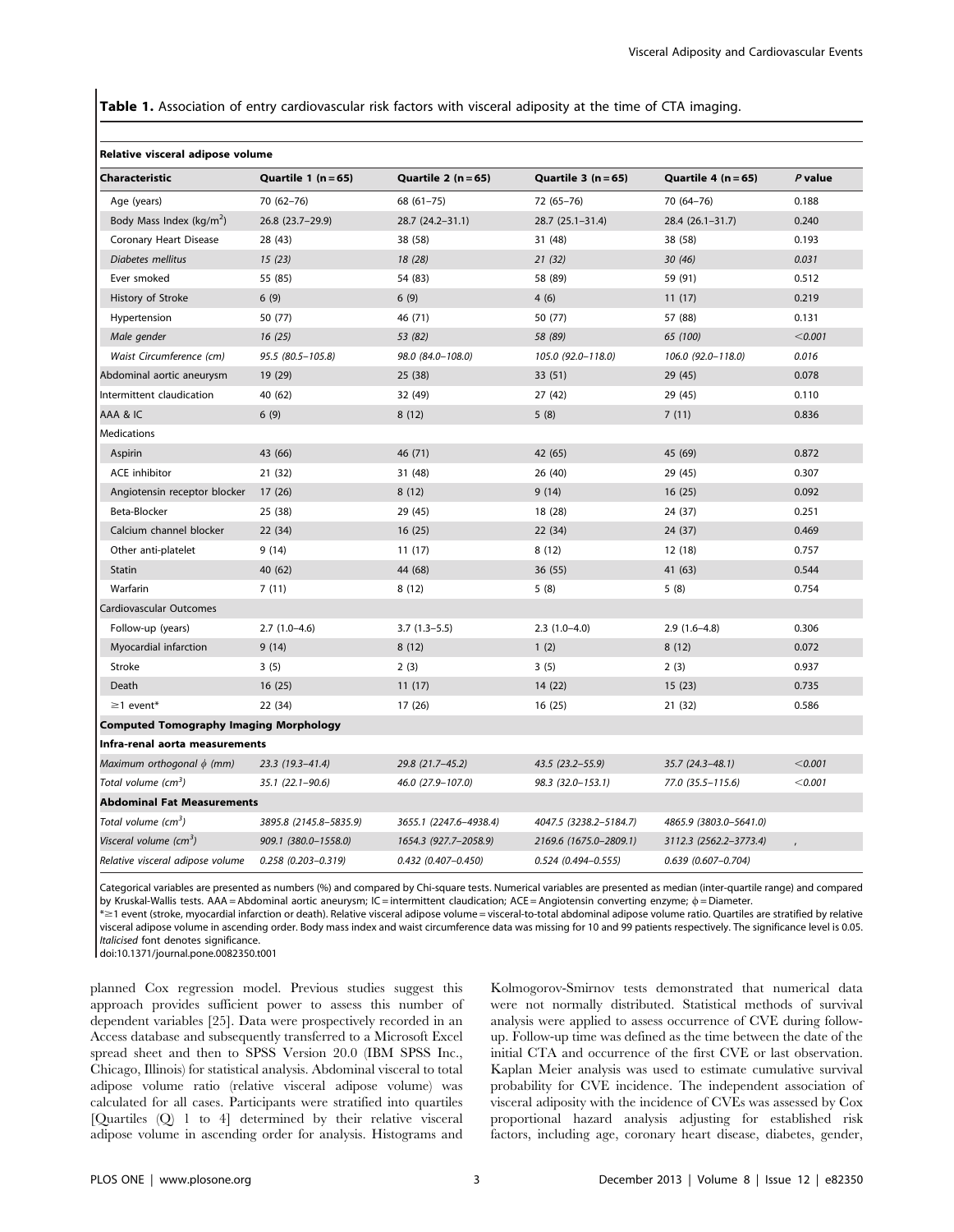**Table 1.** Association of entry cardiovascular risk factors with visceral adiposity at the time of CTA imaging.

| Relative visceral adipose volume | | | | | |
|---|---|---|---|---|---|
| **Characteristic** | **Quartile 1 (n = 65)** | **Quartile 2 (n = 65)** | **Quartile 3 (n = 65)** | **Quartile 4 (n = 65)** | ***P* value** |
| Age (years) | 70 (62–76) | 68 (61–75) | 72 (65–76) | 70 (64–76) | 0.188 |
| Body Mass Index (kg/m$^2$) | 26.8 (23.7–29.9) | 28.7 (24.2–31.1) | 28.7 (25.1–31.4) | 28.4 (26.1–31.7) | 0.240 |
| Coronary Heart Disease | 28 (43) | 38 (58) | 31 (48) | 38 (58) | 0.193 |
| *Diabetes mellitus* | *15 (23)* | *18 (28)* | *21 (32)* | *30 (46)* | *0.031* |
| Ever smoked | 55 (85) | 54 (83) | 58 (89) | 59 (91) | 0.512 |
| History of Stroke | 6 (9) | 6 (9) | 4 (6) | 11 (17) | 0.219 |
| Hypertension | 50 (77) | 46 (71) | 50 (77) | 57 (88) | 0.131 |
| *Male gender* | *16 (25)* | *53 (82)* | *58 (89)* | *65 (100)* | *<0.001* |
| *Waist Circumference (cm)* | *95.5 (80.5–105.8)* | *98.0 (84.0–108.0)* | *105.0 (92.0–118.0)* | *106.0 (92.0–118.0)* | *0.016* |
| Abdominal aortic aneurysm | 19 (29) | 25 (38) | 33 (51) | 29 (45) | 0.078 |
| Intermittent claudication | 40 (62) | 32 (49) | 27 (42) | 29 (45) | 0.110 |
| AAA & IC | 6 (9) | 8 (12) | 5 (8) | 7 (11) | 0.836 |
| Medications | | | | | |
| Aspirin | 43 (66) | 46 (71) | 42 (65) | 45 (69) | 0.872 |
| ACE inhibitor | 21 (32) | 31 (48) | 26 (40) | 29 (45) | 0.307 |
| Angiotensin receptor blocker | 17 (26) | 8 (12) | 9 (14) | 16 (25) | 0.092 |
| Beta-Blocker | 25 (38) | 29 (45) | 18 (28) | 24 (37) | 0.251 |
| Calcium channel blocker | 22 (34) | 16 (25) | 22 (34) | 24 (37) | 0.469 |
| Other anti-platelet | 9 (14) | 11 (17) | 8 (12) | 12 (18) | 0.757 |
| Statin | 40 (62) | 44 (68) | 36 (55) | 41 (63) | 0.544 |
| Warfarin | 7 (11) | 8 (12) | 5 (8) | 5 (8) | 0.754 |
| Cardiovascular Outcomes | | | | | |
| Follow-up (years) | 2.7 (1.0–4.6) | 3.7 (1.3–5.5) | 2.3 (1.0–4.0) | 2.9 (1.6–4.8) | 0.306 |
| Myocardial infarction | 9 (14) | 8 (12) | 1 (2) | 8 (12) | 0.072 |
| Stroke | 3 (5) | 2 (3) | 3 (5) | 2 (3) | 0.937 |
| Death | 16 (25) | 11 (17) | 14 (22) | 15 (23) | 0.735 |
| ≥1 event* | 22 (34) | 17 (26) | 16 (25) | 21 (32) | 0.586 |
| **Computed Tomography Imaging Morphology** | | | | | |
| **Infra-renal aorta measurements** | | | | | |
| *Maximum orthogonal ϕ (mm)* | *23.3 (19.3–41.4)* | *29.8 (21.7–45.2)* | *43.5 (23.2–55.9)* | *35.7 (24.3–48.1)* | *<0.001* |
| *Total volume (cm$^3$)* | *35.1 (22.1–90.6)* | *46.0 (27.9–107.0)* | *98.3 (32.0–153.1)* | *77.0 (35.5–115.6)* | *<0.001* |
| **Abdominal Fat Measurements** | | | | | |
| *Total volume (cm$^3$)* | *3895.8 (2145.8–5835.9)* | *3655.1 (2247.6–4938.4)* | *4047.5 (3238.2–5184.7)* | *4865.9 (3803.0–5641.0)* | |
| *Visceral volume (cm$^3$)* | *909.1 (380.0–1558.0)* | *1654.3 (927.7–2058.9)* | *2169.6 (1675.0–2809.1)* | *3112.3 (2562.2–3773.4)* | *,* |
| *Relative visceral adipose volume* | *0.258 (0.203–0.319)* | *0.432 (0.407–0.450)* | *0.524 (0.494–0.555)* | *0.639 (0.607–0.704)* | |

Categorical variables are presented as numbers (%) and compared by Chi-square tests. Numerical variables are presented as median (inter-quartile range) and compared by Kruskal-Wallis tests. AAA = Abdominal aortic aneurysm; IC = intermittent claudication; ACE = Angiotensin converting enzyme; ϕ = Diameter.
*≥1 event (stroke, myocardial infarction or death). Relative visceral adipose volume = visceral-to-total abdominal adipose volume ratio. Quartiles are stratified by relative visceral adipose volume in ascending order. Body mass index and waist circumference data was missing for 10 and 99 patients respectively. The significance level is 0.05. *Italicised* font denotes significance.
doi:10.1371/journal.pone.0082350.t001

planned Cox regression model. Previous studies suggest this approach provides sufficient power to assess this number of dependent variables [25]. Data were prospectively recorded in an Access database and subsequently transferred to a Microsoft Excel spread sheet and then to SPSS Version 20.0 (IBM SPSS Inc., Chicago, Illinois) for statistical analysis. Abdominal visceral to total adipose volume ratio (relative visceral adipose volume) was calculated for all cases. Participants were stratified into quartiles [Quartiles (Q) 1 to 4] determined by their relative visceral adipose volume in ascending order for analysis. Histograms and Kolmogorov-Smirnov tests demonstrated that numerical data were not normally distributed. Statistical methods of survival analysis were applied to assess occurrence of CVE during follow-up. Follow-up time was defined as the time between the date of the initial CTA and occurrence of the first CVE or last observation. Kaplan Meier analysis was used to estimate cumulative survival probability for CVE incidence. The independent association of visceral adiposity with the incidence of CVEs was assessed by Cox proportional hazard analysis adjusting for established risk factors, including age, coronary heart disease, diabetes, gender,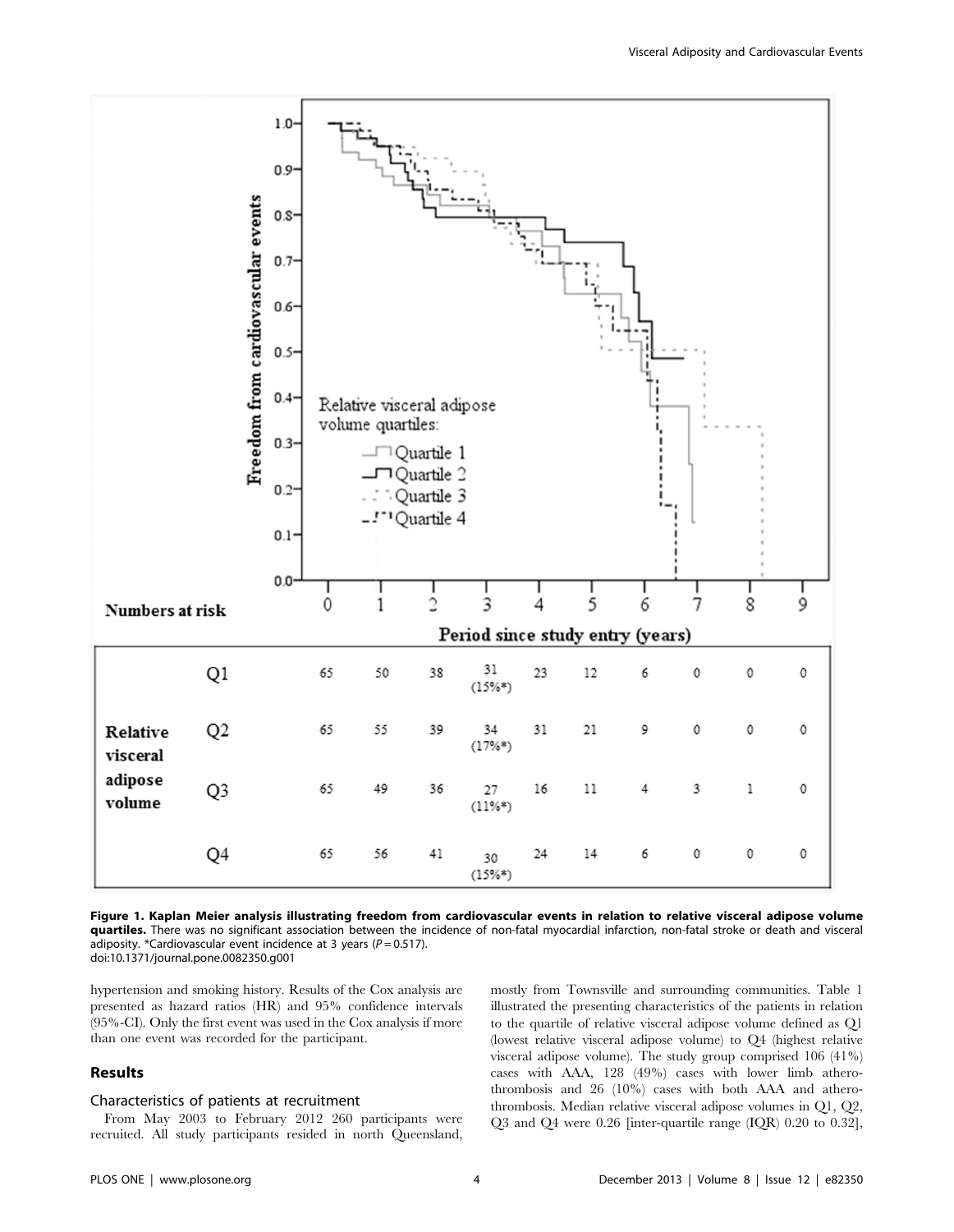| Numbers at risk | | 0 | 1 | 2 | 3 | 4 | 5 | 6 | 7 | 8 | 9 |
|---|---|---|---|---|---|---|---|---|---|---|---|
| Relative visceral adipose volume | Q1 | 65 | 50 | 38 | 31 (15%*) | 23 | 12 | 6 | 0 | 0 | 0 |
| | Q2 | 65 | 55 | 39 | 34 (17%*) | 31 | 21 | 9 | 0 | 0 | 0 |
| | Q3 | 65 | 49 | 36 | 27 (11%*) | 16 | 11 | 4 | 3 | 1 | 0 |
| | Q4 | 65 | 56 | 41 | 30 (15%*) | 24 | 14 | 6 | 0 | 0 | 0 |

Period since study entry (years)

**Figure 1. Kaplan Meier analysis illustrating freedom from cardiovascular events in relation to relative visceral adipose volume quartiles.** There was no significant association between the incidence of non-fatal myocardial infarction, non-fatal stroke or death and visceral adiposity. *Cardiovascular event incidence at 3 years ($P = 0.517$).
doi:10.1371/journal.pone.0082350.g001

hypertension and smoking history. Results of the Cox analysis are presented as hazard ratios (HR) and 95% confidence intervals (95%-CI). Only the first event was used in the Cox analysis if more than one event was recorded for the participant.

## Results

### Characteristics of patients at recruitment

From May 2003 to February 2012 260 participants were recruited. All study participants resided in north Queensland, mostly from Townsville and surrounding communities. Table 1 illustrated the presenting characteristics of the patients in relation to the quartile of relative visceral adipose volume defined as Q1 (lowest relative visceral adipose volume) to Q4 (highest relative visceral adipose volume). The study group comprised 106 (41%) cases with AAA, 128 (49%) cases with lower limb atherothrombosis and 26 (10%) cases with both AAA and atherothrombosis. Median relative visceral adipose volumes in Q1, Q2, Q3 and Q4 were 0.26 [inter-quartile range (IQR) 0.20 to 0.32],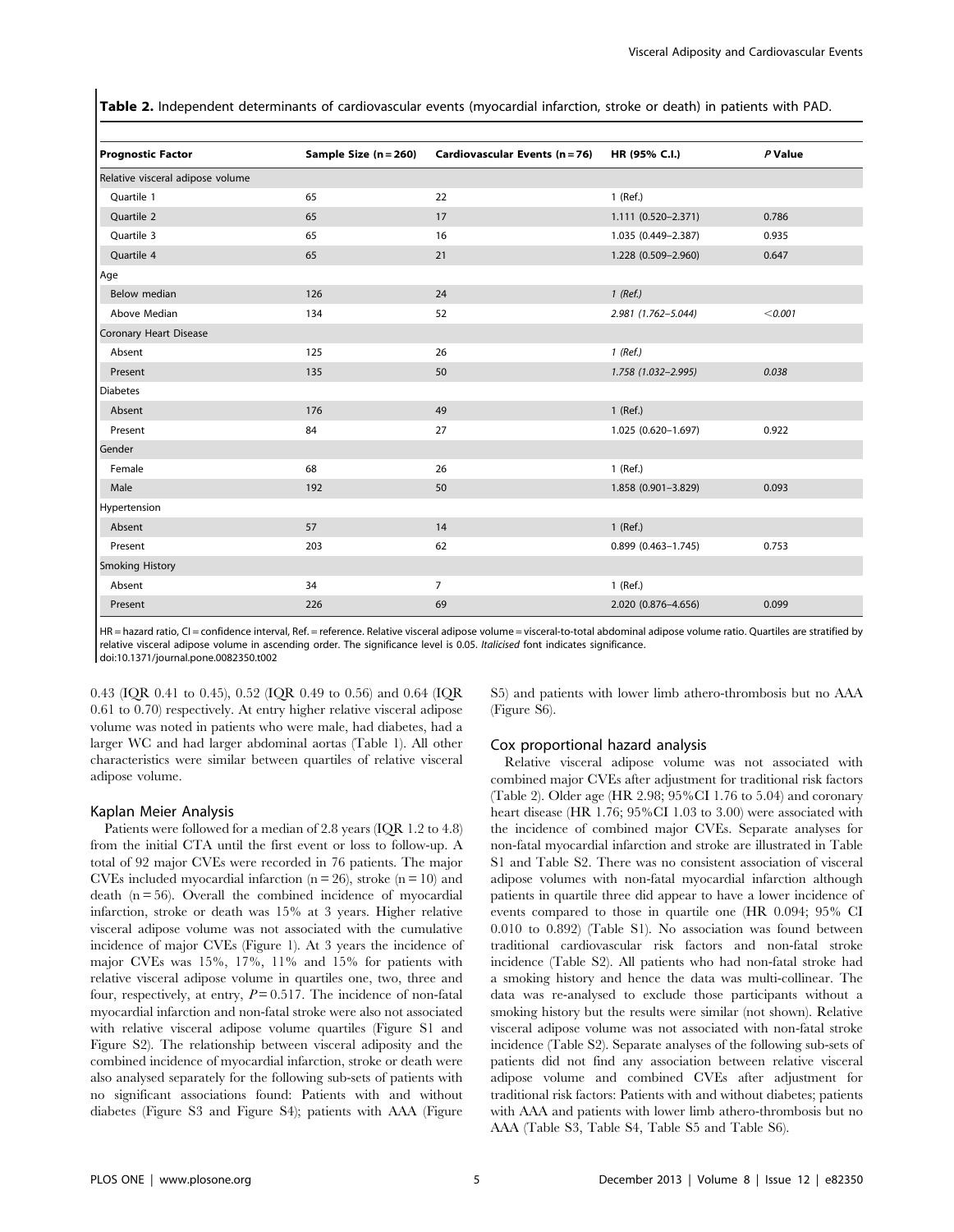**Table 2.** Independent determinants of cardiovascular events (myocardial infarction, stroke or death) in patients with PAD.

| Prognostic Factor | Sample Size (n = 260) | Cardiovascular Events (n = 76) | HR (95% C.I.) | *P* Value |
|---|---|---|---|---|
| Relative visceral adipose volume | | | | |
| Quartile 1 | 65 | 22 | 1 (Ref.) | |
| Quartile 2 | 65 | 17 | 1.111 (0.520–2.371) | 0.786 |
| Quartile 3 | 65 | 16 | 1.035 (0.449–2.387) | 0.935 |
| Quartile 4 | 65 | 21 | 1.228 (0.509–2.960) | 0.647 |
| Age | | | | |
| Below median | 126 | 24 | *1 (Ref.)* | |
| Above Median | 134 | 52 | *2.981 (1.762–5.044)* | *<0.001* |
| Coronary Heart Disease | | | | |
| Absent | 125 | 26 | *1 (Ref.)* | |
| Present | 135 | 50 | *1.758 (1.032–2.995)* | *0.038* |
| Diabetes | | | | |
| Absent | 176 | 49 | 1 (Ref.) | |
| Present | 84 | 27 | 1.025 (0.620–1.697) | 0.922 |
| Gender | | | | |
| Female | 68 | 26 | 1 (Ref.) | |
| Male | 192 | 50 | 1.858 (0.901–3.829) | 0.093 |
| Hypertension | | | | |
| Absent | 57 | 14 | 1 (Ref.) | |
| Present | 203 | 62 | 0.899 (0.463–1.745) | 0.753 |
| Smoking History | | | | |
| Absent | 34 | 7 | 1 (Ref.) | |
| Present | 226 | 69 | 2.020 (0.876–4.656) | 0.099 |

HR = hazard ratio, CI = confidence interval, Ref. = reference. Relative visceral adipose volume = visceral-to-total abdominal adipose volume ratio. Quartiles are stratified by relative visceral adipose volume in ascending order. The significance level is 0.05. *Italicised* font indicates significance.
doi:10.1371/journal.pone.0082350.t002

0.43 (IQR 0.41 to 0.45), 0.52 (IQR 0.49 to 0.56) and 0.64 (IQR 0.61 to 0.70) respectively. At entry higher relative visceral adipose volume was noted in patients who were male, had diabetes, had a larger WC and had larger abdominal aortas (Table 1). All other characteristics were similar between quartiles of relative visceral adipose volume.

### Kaplan Meier Analysis

Patients were followed for a median of 2.8 years (IQR 1.2 to 4.8) from the initial CTA until the first event or loss to follow-up. A total of 92 major CVEs were recorded in 76 patients. The major CVEs included myocardial infarction (n = 26), stroke (n = 10) and death (n = 56). Overall the combined incidence of myocardial infarction, stroke or death was 15% at 3 years. Higher relative visceral adipose volume was not associated with the cumulative incidence of major CVEs (Figure 1). At 3 years the incidence of major CVEs was 15%, 17%, 11% and 15% for patients with relative visceral adipose volume in quartiles one, two, three and four, respectively, at entry, $P = 0.517$. The incidence of non-fatal myocardial infarction and non-fatal stroke were also not associated with relative visceral adipose volume quartiles (Figure S1 and Figure S2). The relationship between visceral adiposity and the combined incidence of myocardial infarction, stroke or death were also analysed separately for the following sub-sets of patients with no significant associations found: Patients with and without diabetes (Figure S3 and Figure S4); patients with AAA (Figure S5) and patients with lower limb athero-thrombosis but no AAA (Figure S6).

### Cox proportional hazard analysis

Relative visceral adipose volume was not associated with combined major CVEs after adjustment for traditional risk factors (Table 2). Older age (HR 2.98; 95%CI 1.76 to 5.04) and coronary heart disease (HR 1.76; 95%CI 1.03 to 3.00) were associated with the incidence of combined major CVEs. Separate analyses for non-fatal myocardial infarction and stroke are illustrated in Table S1 and Table S2. There was no consistent association of visceral adipose volumes with non-fatal myocardial infarction although patients in quartile three did appear to have a lower incidence of events compared to those in quartile one (HR 0.094; 95% CI 0.010 to 0.892) (Table S1). No association was found between traditional cardiovascular risk factors and non-fatal stroke incidence (Table S2). All patients who had non-fatal stroke had a smoking history and hence the data was multi-collinear. The data was re-analysed to exclude those participants without a smoking history but the results were similar (not shown). Relative visceral adipose volume was not associated with non-fatal stroke incidence (Table S2). Separate analyses of the following sub-sets of patients did not find any association between relative visceral adipose volume and combined CVEs after adjustment for traditional risk factors: Patients with and without diabetes; patients with AAA and patients with lower limb athero-thrombosis but no AAA (Table S3, Table S4, Table S5 and Table S6).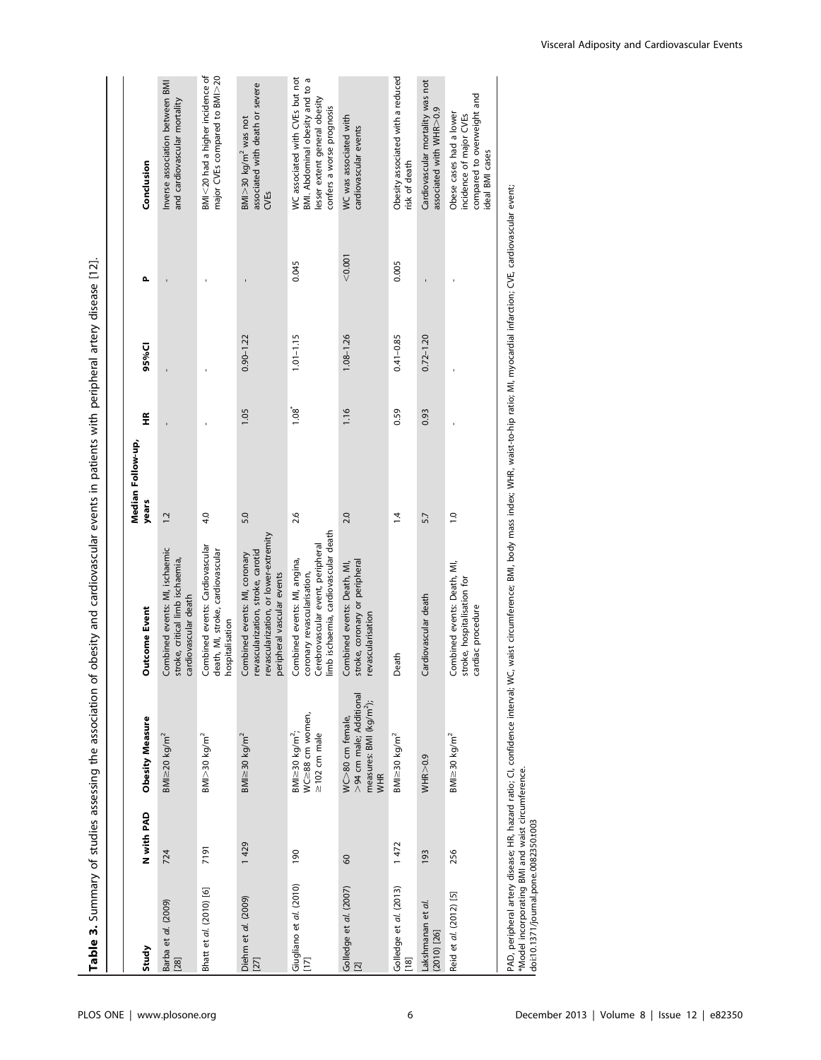**Table 3.** Summary of studies assessing the association of obesity and cardiovascular events in patients with peripheral artery disease [12].

| Study | N with PAD | Obesity Measure | Outcome Event | Median Follow-up, years | HR | 95%CI | P | Conclusion |
|---|---|---|---|---|---|---|---|---|
| Barba et *al.* (2009) [28] | 724 | BMI≥20 kg/m² | Combined events: MI, ischaemic stroke, critical limb ischaemia, cardiovascular death | 1.2 | - | - | - | Inverse association between BMI and cardiovascular mortality |
| Bhatt et *al.* (2010) [6] | 7191 | BMI>30 kg/m² | Combined events: Cardiovascular death, MI, stroke, cardiovascular hospitalisation | 4.0 | - | - | - | BMI<20 had a higher incidence of major CVEs compared to BMI>20 |
| Diehm et *al.* (2009) [27] | 1 429 | BMI≥30 kg/m² | Combined events: MI, coronary revascularization, stroke, carotid revascularization, or lower-extremity revascularization, or lower-extremity peripheral vascular events | 5.0 | 1.05 | 0.90–1.22 | - | BMI>30 kg/m² was not associated with death or severe CVEs |
| Giugliano et *al.* (2010) [17] | 190 | BMI≥30 kg/m²; WC≥88 cm women, ≥102 cm male | Combined events: MI, angina, coronary revascularisation, Cerebrovascular event, peripheral limb ischaemia, cardiovascular death | 2.6 | 1.08* | 1.01–1.15 | 0.045 | WC associated with CVEs but not BMI. Abdominal obesity and to a lesser extent general obesity confers a worse prognosis |
| Golledge et *al.* (2007) [2] | 60 | WC>80 cm female, >94 cm male; Additional measures: BMI (kg/m²); WHR | Combined events: Death, MI, stroke, coronary or peripheral revascularisation | 2.0 | 1.16 | 1.08–1.26 | <0.001 | WC was associated with cardiovascular events |
| Golledge et *al.* (2013) [18] | 1 472 | BMI≥30 kg/m² | Death | 1.4 | 0.59 | 0.41–0.85 | 0.005 | Obesity associated with a reduced risk of death |
| Lakshmanan et *al.* (2010) [26] | 193 | WHR>0.9 | Cardiovascular death | 5.7 | 0.93 | 0.72–1.20 | - | Cardiovascular mortality was not associated with WHR>0.9 |
| Reid et *al.* (2012) [5] | 256 | BMI≥30 kg/m² | Combined events: Death, MI, stroke, hospitalisation for cardiac procedure | 1.0 | - | - | - | Obese cases had a lower incidence of major CVEs compared to overweight and ideal BMI cases |

PAD, peripheral artery disease; HR, hazard ratio; CI, confidence interval; WC, waist circumference; BMI, body mass index; WHR, waist-to-hip ratio; MI, myocardial infarction; CVE, cardiovascular event;
*Model incorporating BMI and waist circumference.
doi:10.1371/journal.pone.0082350.t003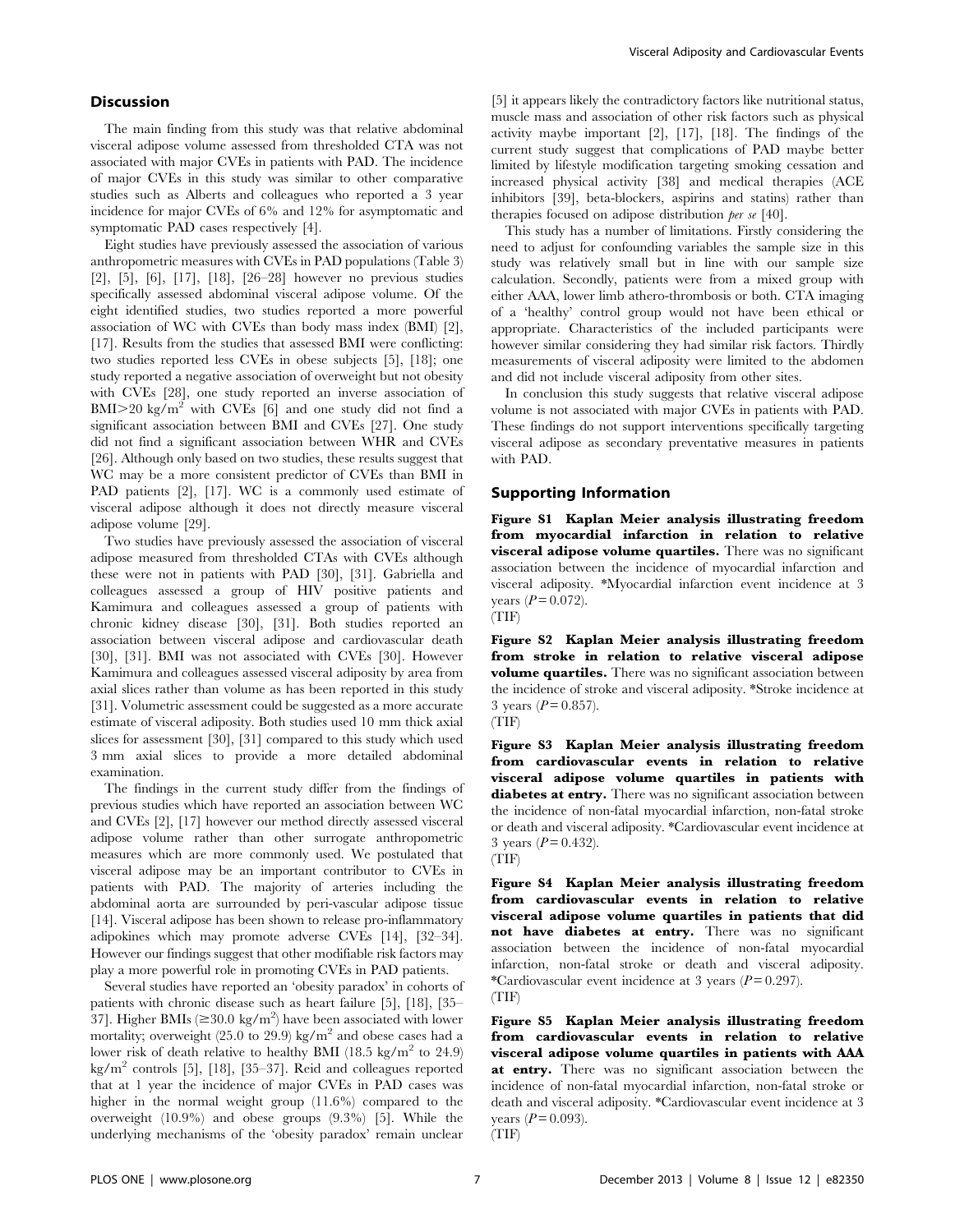## Discussion

The main finding from this study was that relative abdominal visceral adipose volume assessed from thresholded CTA was not associated with major CVEs in patients with PAD. The incidence of major CVEs in this study was similar to other comparative studies such as Alberts and colleagues who reported a 3 year incidence for major CVEs of 6% and 12% for asymptomatic and symptomatic PAD cases respectively [4].

Eight studies have previously assessed the association of various anthropometric measures with CVEs in PAD populations (Table 3) [2], [5], [6], [17], [18], [26–28] however no previous studies specifically assessed abdominal visceral adipose volume. Of the eight identified studies, two studies reported a more powerful association of WC with CVEs than body mass index (BMI) [2], [17]. Results from the studies that assessed BMI were conflicting: two studies reported less CVEs in obese subjects [5], [18]; one study reported a negative association of overweight but not obesity with CVEs [28], one study reported an inverse association of BMI>20 kg/m$^2$ with CVEs [6] and one study did not find a significant association between BMI and CVEs [27]. One study did not find a significant association between WHR and CVEs [26]. Although only based on two studies, these results suggest that WC may be a more consistent predictor of CVEs than BMI in PAD patients [2], [17]. WC is a commonly used estimate of visceral adipose although it does not directly measure visceral adipose volume [29].

Two studies have previously assessed the association of visceral adipose measured from thresholded CTAs with CVEs although these were not in patients with PAD [30], [31]. Gabriella and colleagues assessed a group of HIV positive patients and Kamimura and colleagues assessed a group of patients with chronic kidney disease [30], [31]. Both studies reported an association between visceral adipose and cardiovascular death [30], [31]. BMI was not associated with CVEs [30]. However Kamimura and colleagues assessed visceral adiposity by area from axial slices rather than volume as has been reported in this study [31]. Volumetric assessment could be suggested as a more accurate estimate of visceral adiposity. Both studies used 10 mm thick axial slices for assessment [30], [31] compared to this study which used 3 mm axial slices to provide a more detailed abdominal examination.

The findings in the current study differ from the findings of previous studies which have reported an association between WC and CVEs [2], [17] however our method directly assessed visceral adipose volume rather than other surrogate anthropometric measures which are more commonly used. We postulated that visceral adipose may be an important contributor to CVEs in patients with PAD. The majority of arteries including the abdominal aorta are surrounded by peri-vascular adipose tissue [14]. Visceral adipose has been shown to release pro-inflammatory adipokines which may promote adverse CVEs [14], [32–34]. However our findings suggest that other modifiable risk factors may play a more powerful role in promoting CVEs in PAD patients.

Several studies have reported an 'obesity paradox' in cohorts of patients with chronic disease such as heart failure [5], [18], [35–37]. Higher BMIs (≥30.0 kg/m$^2$) have been associated with lower mortality; overweight (25.0 to 29.9) kg/m$^2$ and obese cases had a lower risk of death relative to healthy BMI (18.5 kg/m$^2$ to 24.9) kg/m$^2$ controls [5], [18], [35–37]. Reid and colleagues reported that at 1 year the incidence of major CVEs in PAD cases was higher in the normal weight group (11.6%) compared to the overweight (10.9%) and obese groups (9.3%) [5]. While the underlying mechanisms of the 'obesity paradox' remain unclear [5] it appears likely the contradictory factors like nutritional status, muscle mass and association of other risk factors such as physical activity maybe important [2], [17], [18]. The findings of the current study suggest that complications of PAD maybe better limited by lifestyle modification targeting smoking cessation and increased physical activity [38] and medical therapies (ACE inhibitors [39], beta-blockers, aspirins and statins) rather than therapies focused on adipose distribution *per se* [40].

This study has a number of limitations. Firstly considering the need to adjust for confounding variables the sample size in this study was relatively small but in line with our sample size calculation. Secondly, patients were from a mixed group with either AAA, lower limb athero-thrombosis or both. CTA imaging of a 'healthy' control group would not have been ethical or appropriate. Characteristics of the included participants were however similar considering they had similar risk factors. Thirdly measurements of visceral adiposity were limited to the abdomen and did not include visceral adiposity from other sites.

In conclusion this study suggests that relative visceral adipose volume is not associated with major CVEs in patients with PAD. These findings do not support interventions specifically targeting visceral adipose as secondary preventative measures in patients with PAD.

## Supporting Information

**Figure S1 Kaplan Meier analysis illustrating freedom from myocardial infarction in relation to relative visceral adipose volume quartiles.** There was no significant association between the incidence of myocardial infarction and visceral adiposity. *Myocardial infarction event incidence at 3 years ($P = 0.072$).
(TIF)

**Figure S2 Kaplan Meier analysis illustrating freedom from stroke in relation to relative visceral adipose volume quartiles.** There was no significant association between the incidence of stroke and visceral adiposity. *Stroke incidence at 3 years ($P = 0.857$).
(TIF)

**Figure S3 Kaplan Meier analysis illustrating freedom from cardiovascular events in relation to relative visceral adipose volume quartiles in patients with diabetes at entry.** There was no significant association between the incidence of non-fatal myocardial infarction, non-fatal stroke or death and visceral adiposity. *Cardiovascular event incidence at 3 years ($P = 0.432$).
(TIF)

**Figure S4 Kaplan Meier analysis illustrating freedom from cardiovascular events in relation to relative visceral adipose volume quartiles in patients that did not have diabetes at entry.** There was no significant association between the incidence of non-fatal myocardial infarction, non-fatal stroke or death and visceral adiposity. *Cardiovascular event incidence at 3 years ($P = 0.297$).
(TIF)

**Figure S5 Kaplan Meier analysis illustrating freedom from cardiovascular events in relation to relative visceral adipose volume quartiles in patients with AAA at entry.** There was no significant association between the incidence of non-fatal myocardial infarction, non-fatal stroke or death and visceral adiposity. *Cardiovascular event incidence at 3 years ($P = 0.093$).
(TIF)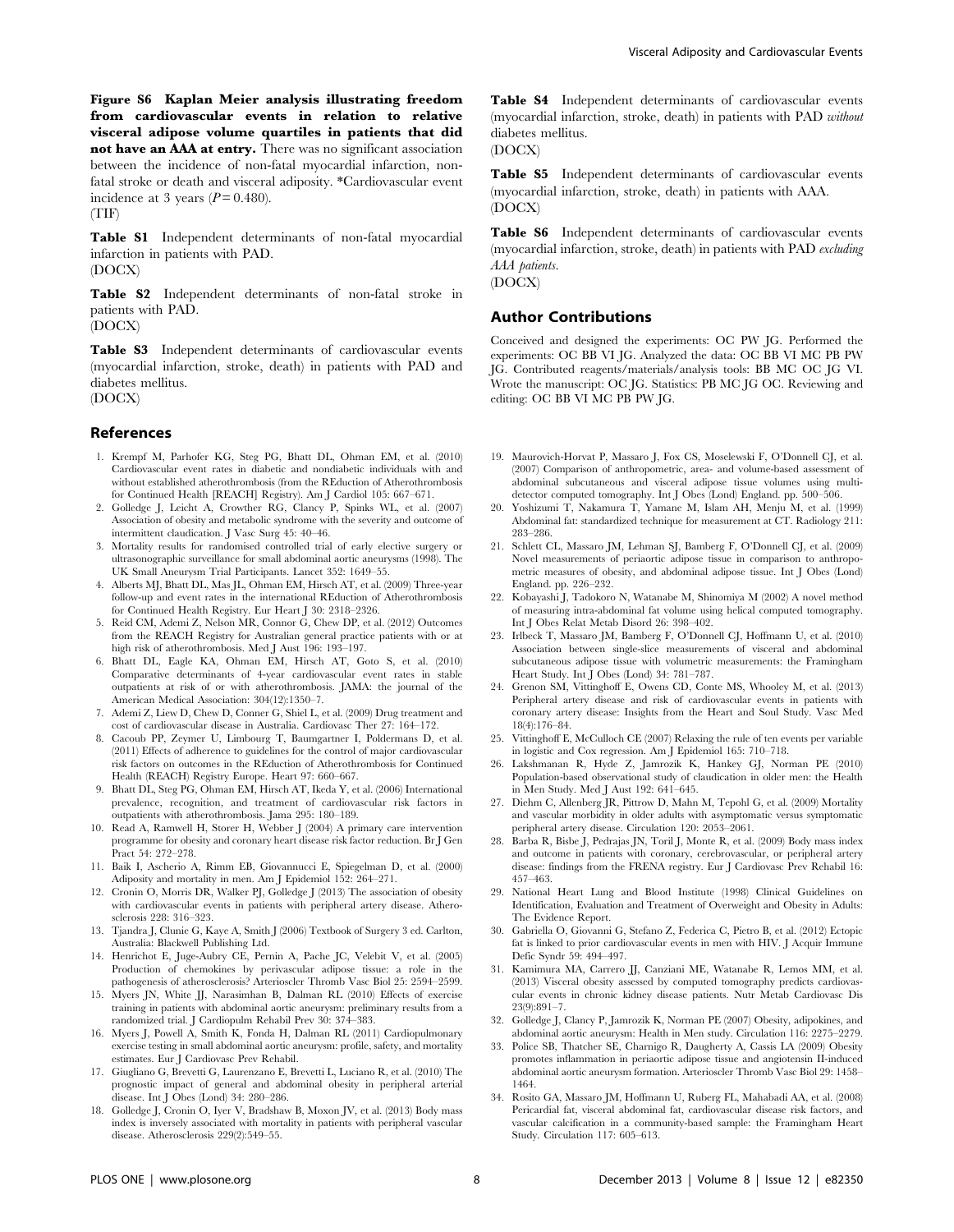**Figure S6 Kaplan Meier analysis illustrating freedom from cardiovascular events in relation to relative visceral adipose volume quartiles in patients that did not have an AAA at entry.** There was no significant association between the incidence of non-fatal myocardial infarction, non-fatal stroke or death and visceral adiposity. *Cardiovascular event incidence at 3 years ($P = 0.480$).
(TIF)

**Table S1** Independent determinants of non-fatal myocardial infarction in patients with PAD.
(DOCX)

**Table S2** Independent determinants of non-fatal stroke in patients with PAD.
(DOCX)

**Table S3** Independent determinants of cardiovascular events (myocardial infarction, stroke, death) in patients with PAD and diabetes mellitus.
(DOCX)

**Table S4** Independent determinants of cardiovascular events (myocardial infarction, stroke, death) in patients with PAD *without* diabetes mellitus.
(DOCX)

**Table S5** Independent determinants of cardiovascular events (myocardial infarction, stroke, death) in patients with AAA.
(DOCX)

**Table S6** Independent determinants of cardiovascular events (myocardial infarction, stroke, death) in patients with PAD *excluding AAA patients*.
(DOCX)

## Author Contributions

Conceived and designed the experiments: OC PW JG. Performed the experiments: OC BB VI JG. Analyzed the data: OC BB VI MC PB PW JG. Contributed reagents/materials/analysis tools: BB MC OC JG VI. Wrote the manuscript: OC JG. Statistics: PB MC JG OC. Reviewing and editing: OC BB VI MC PB PW JG.

## References

1. Krempf M, Parhofer KG, Steg PG, Bhatt DL, Ohman EM, et al. (2010) Cardiovascular event rates in diabetic and nondiabetic individuals with and without established atherothrombosis (from the REduction of Atherothrombosis for Continued Health [REACH] Registry). Am J Cardiol 105: 667–671.
2. Golledge J, Leicht A, Crowther RG, Clancy P, Spinks WL, et al. (2007) Association of obesity and metabolic syndrome with the severity and outcome of intermittent claudication. J Vasc Surg 45: 40–46.
3. Mortality results for randomised controlled trial of early elective surgery or ultrasonographic surveillance for small abdominal aortic aneurysms (1998). The UK Small Aneurysm Trial Participants. Lancet 352: 1649–55.
4. Alberts MJ, Bhatt DL, Mas JL, Ohman EM, Hirsch AT, et al. (2009) Three-year follow-up and event rates in the international REduction of Atherothrombosis for Continued Health Registry. Eur Heart J 30: 2318–2326.
5. Reid CM, Ademi Z, Nelson MR, Connor G, Chew DP, et al. (2012) Outcomes from the REACH Registry for Australian general practice patients with or at high risk of atherothrombosis. Med J Aust 196: 193–197.
6. Bhatt DL, Eagle KA, Ohman EM, Hirsch AT, Goto S, et al. (2010) Comparative determinants of 4-year cardiovascular event rates in stable outpatients at risk of or with atherothrombosis. JAMA: the journal of the American Medical Association: 304(12):1350–7.
7. Ademi Z, Liew D, Chew D, Conner G, Shiel L, et al. (2009) Drug treatment and cost of cardiovascular disease in Australia. Cardiovasc Ther 27: 164–172.
8. Cacoub PP, Zeymer U, Limbourg T, Baumgartner I, Poldermans D, et al. (2011) Effects of adherence to guidelines for the control of major cardiovascular risk factors on outcomes in the REduction of Atherothrombosis for Continued Health (REACH) Registry Europe. Heart 97: 660–667.
9. Bhatt DL, Steg PG, Ohman EM, Hirsch AT, Ikeda Y, et al. (2006) International prevalence, recognition, and treatment of cardiovascular risk factors in outpatients with atherothrombosis. Jama 295: 180–189.
10. Read A, Ramwell H, Storer H, Webber J (2004) A primary care intervention programme for obesity and coronary heart disease risk factor reduction. Br J Gen Pract 54: 272–278.
11. Baik I, Ascherio A, Rimm EB, Giovannucci E, Spiegelman D, et al. (2000) Adiposity and mortality in men. Am J Epidemiol 152: 264–271.
12. Cronin O, Morris DR, Walker PJ, Golledge J (2013) The association of obesity with cardiovascular events in patients with peripheral artery disease. Atherosclerosis 228: 316–323.
13. Tjandra J, Clunie G, Kaye A, Smith J (2006) Textbook of Surgery 3 ed. Carlton, Australia: Blackwell Publishing Ltd.
14. Henrichot E, Juge-Aubry CE, Pernin A, Pache JC, Velebit V, et al. (2005) Production of chemokines by perivascular adipose tissue: a role in the pathogenesis of atherosclerosis? Arterioscler Thromb Vasc Biol 25: 2594–2599.
15. Myers JN, White JJ, Narasimhan B, Dalman RL (2010) Effects of exercise training in patients with abdominal aortic aneurysm: preliminary results from a randomized trial. J Cardiopulm Rehabil Prev 30: 374–383.
16. Myers J, Powell A, Smith K, Fonda H, Dalman RL (2011) Cardiopulmonary exercise testing in small abdominal aortic aneurysm: profile, safety, and mortality estimates. Eur J Cardiovasc Prev Rehabil.
17. Giugliano G, Brevetti G, Laurenzano E, Brevetti L, Luciano R, et al. (2010) The prognostic impact of general and abdominal obesity in peripheral arterial disease. Int J Obes (Lond) 34: 280–286.
18. Golledge J, Cronin O, Iyer V, Bradshaw B, Moxon JV, et al. (2013) Body mass index is inversely associated with mortality in patients with peripheral vascular disease. Atherosclerosis 229(2):549–55.
19. Maurovich-Horvat P, Massaro J, Fox CS, Moselewski F, O'Donnell CJ, et al. (2007) Comparison of anthropometric, area- and volume-based assessment of abdominal subcutaneous and visceral adipose tissue volumes using multi-detector computed tomography. Int J Obes (Lond) England. pp. 500–506.
20. Yoshizumi T, Nakamura T, Yamane M, Islam AH, Menju M, et al. (1999) Abdominal fat: standardized technique for measurement at CT. Radiology 211: 283–286.
21. Schlett CL, Massaro JM, Lehman SJ, Bamberg F, O'Donnell CJ, et al. (2009) Novel measurements of periaortic adipose tissue in comparison to anthropometric measures of obesity, and abdominal adipose tissue. Int J Obes (Lond) England. pp. 226–232.
22. Kobayashi J, Tadokoro N, Watanabe M, Shinomiya M (2002) A novel method of measuring intra-abdominal fat volume using helical computed tomography. Int J Obes Relat Metab Disord 26: 398–402.
23. Irlbeck T, Massaro JM, Bamberg F, O'Donnell CJ, Hoffmann U, et al. (2010) Association between single-slice measurements of visceral and abdominal subcutaneous adipose tissue with volumetric measurements: the Framingham Heart Study. Int J Obes (Lond) 34: 781–787.
24. Grenon SM, Vittinghoff E, Owens CD, Conte MS, Whooley M, et al. (2013) Peripheral artery disease and risk of cardiovascular events in patients with coronary artery disease: Insights from the Heart and Soul Study. Vasc Med 18(4):176–84.
25. Vittinghoff E, McCulloch CE (2007) Relaxing the rule of ten events per variable in logistic and Cox regression. Am J Epidemiol 165: 710–718.
26. Lakshmanan R, Hyde Z, Jamrozik K, Hankey GJ, Norman PE (2010) Population-based observational study of claudication in older men: the Health in Men Study. Med J Aust 192: 641–645.
27. Diehm C, Allenberg JR, Pittrow D, Mahn M, Tepohl G, et al. (2009) Mortality and vascular morbidity in older adults with asymptomatic versus symptomatic peripheral artery disease. Circulation 120: 2053–2061.
28. Barba R, Bisbe J, Pedrajas JN, Toril J, Monte R, et al. (2009) Body mass index and outcome in patients with coronary, cerebrovascular, or peripheral artery disease: findings from the FRENA registry. Eur J Cardiovasc Prev Rehabil 16: 457–463.
29. National Heart Lung and Blood Institute (1998) Clinical Guidelines on Identification, Evaluation and Treatment of Overweight and Obesity in Adults: The Evidence Report.
30. Gabriella O, Giovanni G, Stefano Z, Federica C, Pietro B, et al. (2012) Ectopic fat is linked to prior cardiovascular events in men with HIV. J Acquir Immune Defic Syndr 59: 494–497.
31. Kamimura MA, Carrero JJ, Canziani ME, Watanabe R, Lemos MM, et al. (2013) Visceral obesity assessed by computed tomography predicts cardiovascular events in chronic kidney disease patients. Nutr Metab Cardiovasc Dis 23(9):891–7.
32. Golledge J, Clancy P, Jamrozik K, Norman PE (2007) Obesity, adipokines, and abdominal aortic aneurysm: Health in Men study. Circulation 116: 2275–2279.
33. Police SB, Thatcher SE, Charnigo R, Daugherty A, Cassis LA (2009) Obesity promotes inflammation in periaortic adipose tissue and angiotensin II-induced abdominal aortic aneurysm formation. Arterioscler Thromb Vasc Biol 29: 1458–1464.
34. Rosito GA, Massaro JM, Hoffmann U, Ruberg FL, Mahabadi AA, et al. (2008) Pericardial fat, visceral abdominal fat, cardiovascular disease risk factors, and vascular calcification in a community-based sample: the Framingham Heart Study. Circulation 117: 605–613.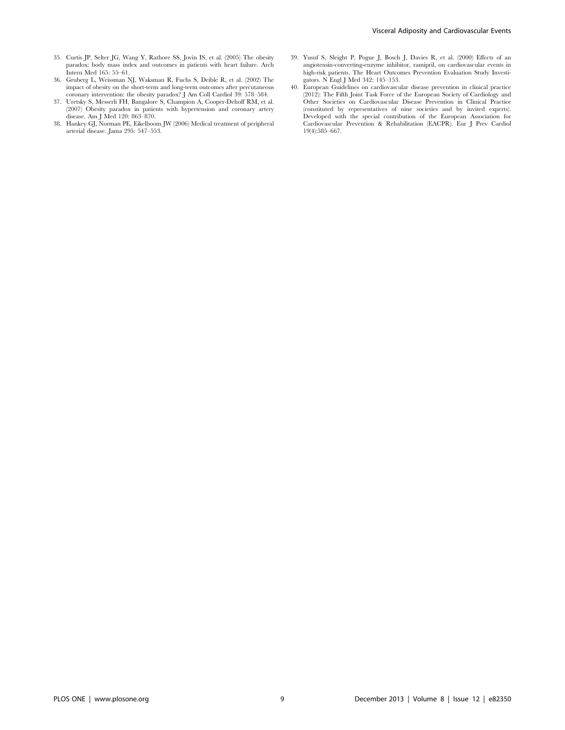35. Curtis JP, Selter JG, Wang Y, Rathore SS, Jovin IS, et al. (2005) The obesity paradox: body mass index and outcomes in patients with heart failure. Arch Intern Med 165: 55–61.
36. Gruberg L, Weissman NJ, Waksman R, Fuchs S, Deible R, et al. (2002) The impact of obesity on the short-term and long-term outcomes after percutaneous coronary intervention: the obesity paradox? J Am Coll Cardiol 39: 578–584.
37. Uretsky S, Messerli FH, Bangalore S, Champion A, Cooper-Dehoff RM, et al. (2007) Obesity paradox in patients with hypertension and coronary artery disease. Am J Med 120: 863–870.
38. Hankey GJ, Norman PE, Eikelboom JW (2006) Medical treatment of peripheral arterial disease. Jama 295: 547–553.
39. Yusuf S, Sleight P, Pogue J, Bosch J, Davies R, et al. (2000) Effects of an angiotensin-converting-enzyme inhibitor, ramipril, on cardiovascular events in high-risk patients. The Heart Outcomes Prevention Evaluation Study Investigators. N Engl J Med 342: 145–153.
40. European Guidelines on cardiovascular disease prevention in clinical practice (2012): The Fifth Joint Task Force of the European Society of Cardiology and Other Societies on Cardiovascular Disease Prevention in Clinical Practice (constituted by representatives of nine societies and by invited experts). Developed with the special contribution of the European Association for Cardiovascular Prevention & Rehabilitation (EACPR). Eur J Prev Cardiol 19(4):585–667.